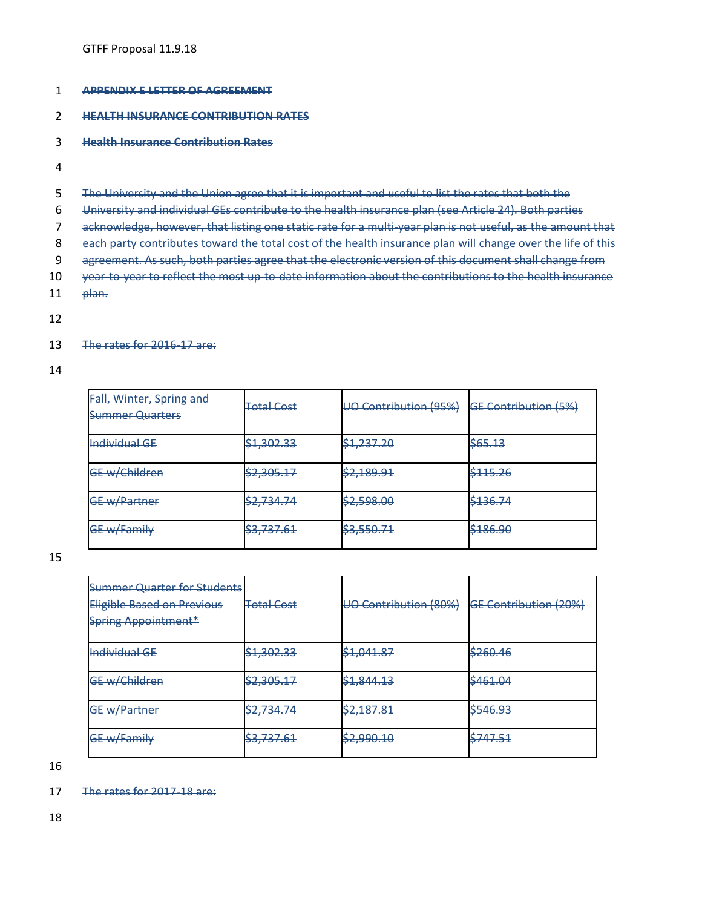GTFF Proposal 11.9.18

~~APPENDIX E LETTER OF AGREEMENT~~

~~HEALTH INSURANCE CONTRIBUTION RATES~~

~~Health Insurance Contribution Rates~~

~~The University and the Union agree that it is important and useful to list the rates that both the University and individual GEs contribute to the health insurance plan (see Article 24). Both parties acknowledge, however, that listing one static rate for a multi-year plan is not useful, as the amount that each party contributes toward the total cost of the health insurance plan will change over the life of this agreement. As such, both parties agree that the electronic version of this document shall change from year-to-year to reflect the most up-to-date information about the contributions to the health insurance plan.~~

~~The rates for 2016-17 are:~~

| ~~Fall, Winter, Spring and Summer Quarters~~ | ~~Total Cost~~ | ~~UO Contribution (95%)~~ | ~~GE Contribution (5%)~~ |
|---|---|---|---|
| ~~Individual GE~~ | ~~$1,302.33~~ | ~~$1,237.20~~ | ~~$65.13~~ |
| ~~GE w/Children~~ | ~~$2,305.17~~ | ~~$2,189.91~~ | ~~$115.26~~ |
| ~~GE w/Partner~~ | ~~$2,734.74~~ | ~~$2,598.00~~ | ~~$136.74~~ |
| ~~GE w/Family~~ | ~~$3,737.61~~ | ~~$3,550.71~~ | ~~$186.90~~ |

| ~~Summer Quarter for Students Eligible Based on Previous Spring Appointment*~~ | ~~Total Cost~~ | ~~UO Contribution (80%)~~ | ~~GE Contribution (20%)~~ |
|---|---|---|---|
| ~~Individual GE~~ | ~~$1,302.33~~ | ~~$1,041.87~~ | ~~$260.46~~ |
| ~~GE w/Children~~ | ~~$2,305.17~~ | ~~$1,844.13~~ | ~~$461.04~~ |
| ~~GE w/Partner~~ | ~~$2,734.74~~ | ~~$2,187.81~~ | ~~$546.93~~ |
| ~~GE w/Family~~ | ~~$3,737.61~~ | ~~$2,990.10~~ | ~~$747.51~~ |

~~The rates for 2017-18 are:~~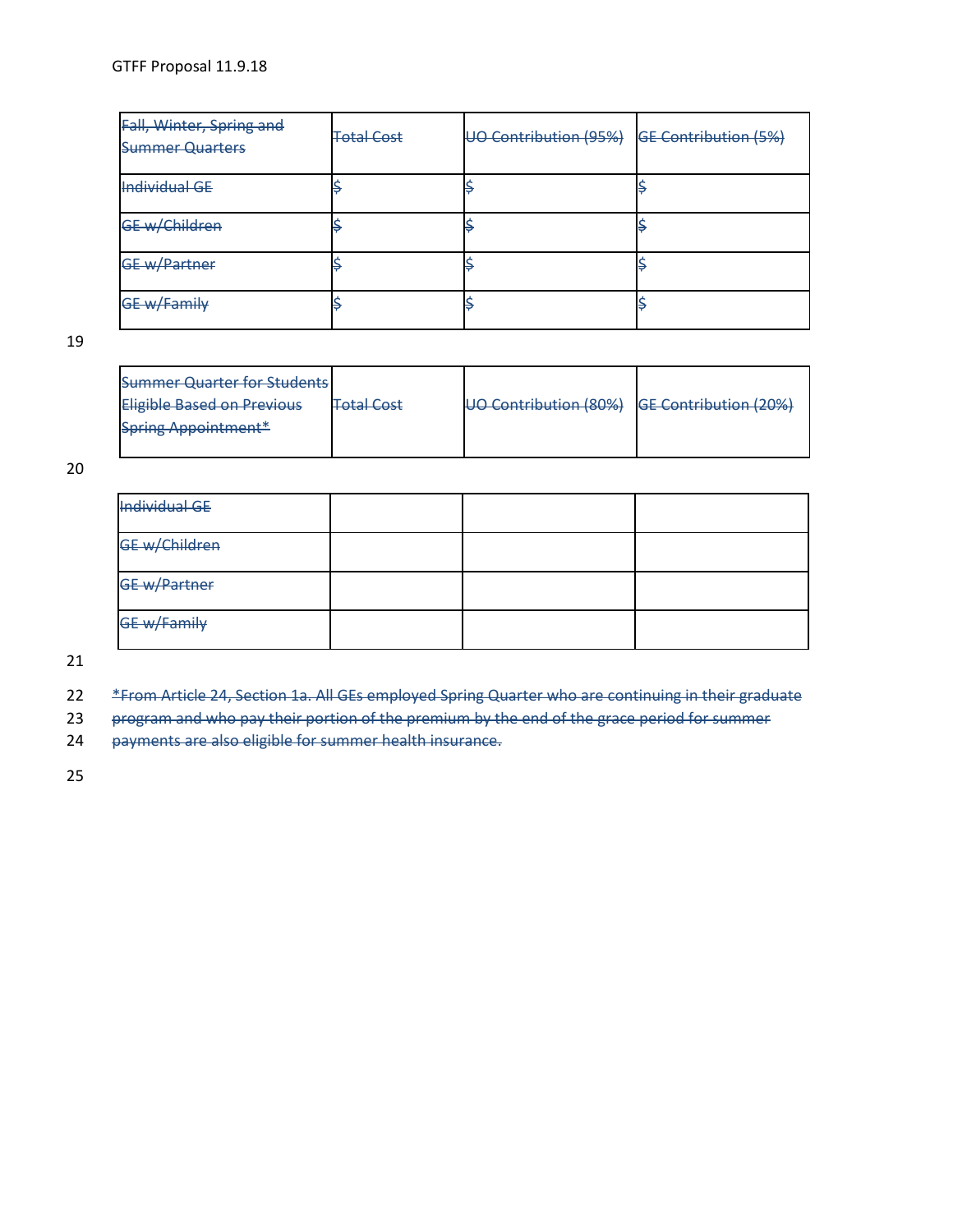| ~~Fall, Winter, Spring and Summer Quarters~~ | ~~Total Cost~~ | ~~UO Contribution (95%)~~ | ~~GE Contribution (5%)~~ |
|---|---|---|---|
| ~~Individual GE~~ | ~~$~~ | ~~$~~ | ~~$~~ |
| ~~GE w/Children~~ | ~~$~~ | ~~$~~ | ~~$~~ |
| ~~GE w/Partner~~ | ~~$~~ | ~~$~~ | ~~$~~ |
| ~~GE w/Family~~ | ~~$~~ | ~~$~~ | ~~$~~ |

| ~~Summer Quarter for Students Eligible Based on Previous Spring Appointment*~~ | ~~Total Cost~~ | ~~UO Contribution (80%)~~ | ~~GE Contribution (20%)~~ |
|---|---|---|---|
| ~~Individual GE~~ | | | |
| ~~GE w/Children~~ | | | |
| ~~GE w/Partner~~ | | | |
| ~~GE w/Family~~ | | | |

~~*From Article 24, Section 1a. All GEs employed Spring Quarter who are continuing in their graduate program and who pay their portion of the premium by the end of the grace period for summer payments are also eligible for summer health insurance.~~